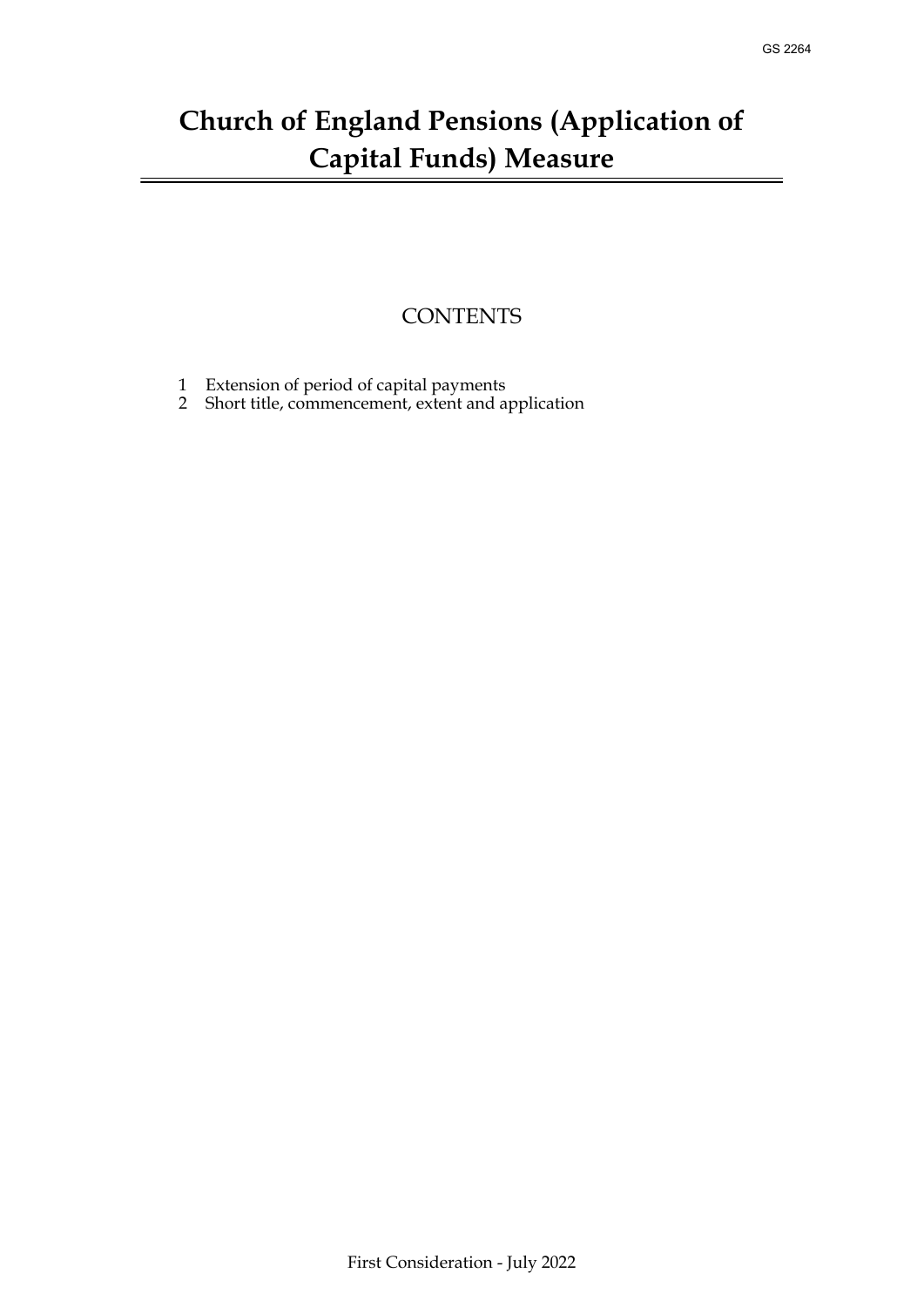GS 2264

# Church of England Pensions (Application of Capital Funds) Measure

## CONTENTS

1 Extension of period of capital payments
2 Short title, commencement, extent and application

First Consideration - July 2022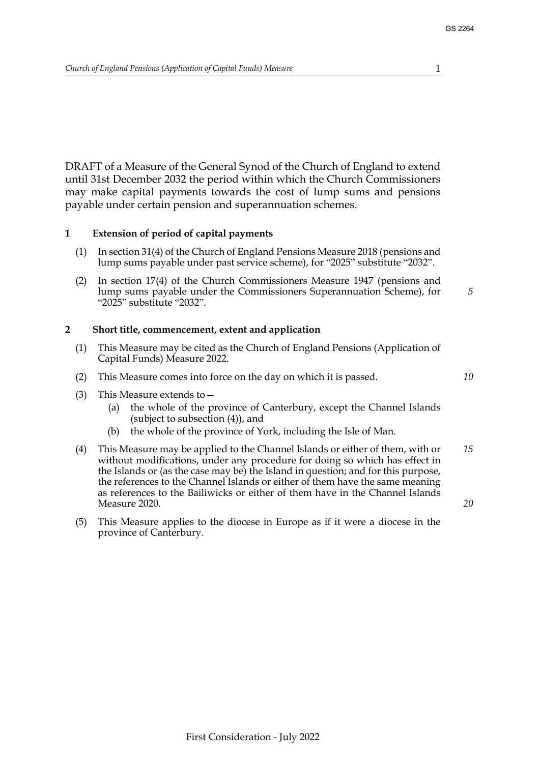DRAFT of a Measure of the General Synod of the Church of England to extend until 31st December 2032 the period within which the Church Commissioners may make capital payments towards the cost of lump sums and pensions payable under certain pension and superannuation schemes.

## 1 Extension of period of capital payments

(1) In section 31(4) of the Church of England Pensions Measure 2018 (pensions and lump sums payable under past service scheme), for "2025" substitute "2032".

(2) In section 17(4) of the Church Commissioners Measure 1947 (pensions and lump sums payable under the Commissioners Superannuation Scheme), for "2025" substitute "2032".

## 2 Short title, commencement, extent and application

(1) This Measure may be cited as the Church of England Pensions (Application of Capital Funds) Measure 2022.

(2) This Measure comes into force on the day on which it is passed.

(3) This Measure extends to—

  (a) the whole of the province of Canterbury, except the Channel Islands (subject to subsection (4)), and

  (b) the whole of the province of York, including the Isle of Man.

(4) This Measure may be applied to the Channel Islands or either of them, with or without modifications, under any procedure for doing so which has effect in the Islands or (as the case may be) the Island in question; and for this purpose, the references to the Channel Islands or either of them have the same meaning as references to the Bailiwicks or either of them have in the Channel Islands Measure 2020.

(5) This Measure applies to the diocese in Europe as if it were a diocese in the province of Canterbury.

First Consideration - July 2022